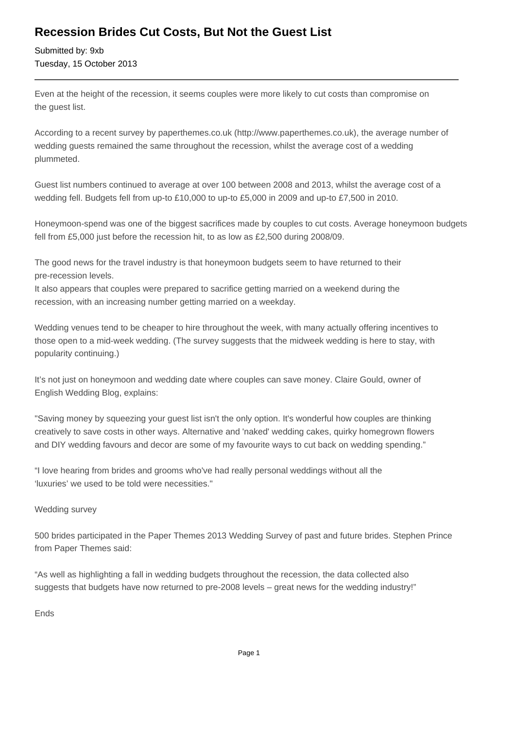# Recession Brides Cut Costs, But Not the Guest List

Submitted by: 9xb
Tuesday, 15 October 2013

---

Even at the height of the recession, it seems couples were more likely to cut costs than compromise on the guest list.

According to a recent survey by paperthemes.co.uk (http://www.paperthemes.co.uk), the average number of wedding guests remained the same throughout the recession, whilst the average cost of a wedding plummeted.

Guest list numbers continued to average at over 100 between 2008 and 2013, whilst the average cost of a wedding fell. Budgets fell from up-to £10,000 to up-to £5,000 in 2009 and up-to £7,500 in 2010.

Honeymoon-spend was one of the biggest sacrifices made by couples to cut costs. Average honeymoon budgets fell from £5,000 just before the recession hit, to as low as £2,500 during 2008/09.

The good news for the travel industry is that honeymoon budgets seem to have returned to their pre-recession levels.
It also appears that couples were prepared to sacrifice getting married on a weekend during the recession, with an increasing number getting married on a weekday.

Wedding venues tend to be cheaper to hire throughout the week, with many actually offering incentives to those open to a mid-week wedding. (The survey suggests that the midweek wedding is here to stay, with popularity continuing.)

It's not just on honeymoon and wedding date where couples can save money. Claire Gould, owner of English Wedding Blog, explains:

"Saving money by squeezing your guest list isn't the only option. It's wonderful how couples are thinking creatively to save costs in other ways. Alternative and 'naked' wedding cakes, quirky homegrown flowers and DIY wedding favours and decor are some of my favourite ways to cut back on wedding spending."

"I love hearing from brides and grooms who've had really personal weddings without all the 'luxuries' we used to be told were necessities."

Wedding survey

500 brides participated in the Paper Themes 2013 Wedding Survey of past and future brides. Stephen Prince from Paper Themes said:

"As well as highlighting a fall in wedding budgets throughout the recession, the data collected also suggests that budgets have now returned to pre-2008 levels – great news for the wedding industry!"

Ends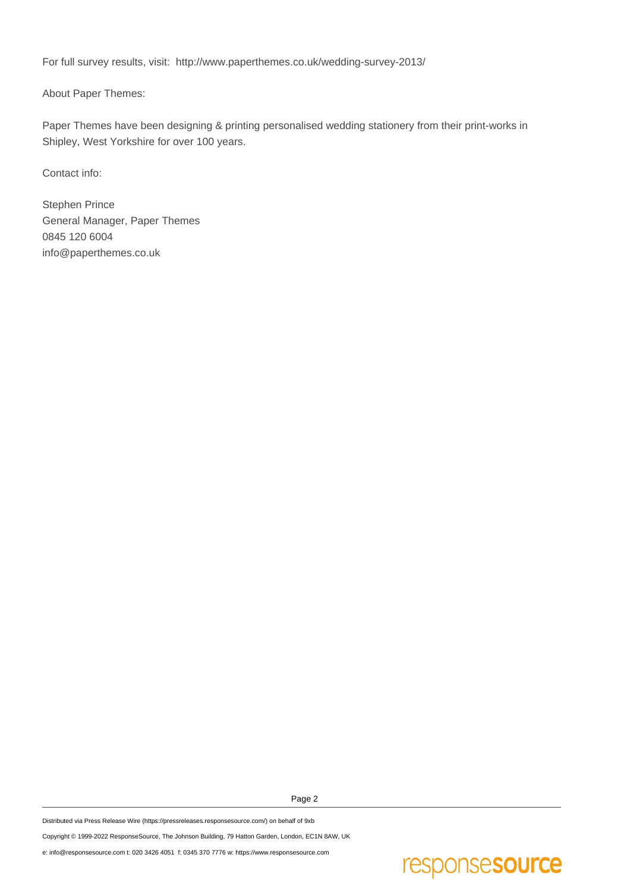For full survey results, visit: http://www.paperthemes.co.uk/wedding-survey-2013/

About Paper Themes:

Paper Themes have been designing & printing personalised wedding stationery from their print-works in Shipley, West Yorkshire for over 100 years.

Contact info:

Stephen Prince
General Manager, Paper Themes
0845 120 6004
info@paperthemes.co.uk